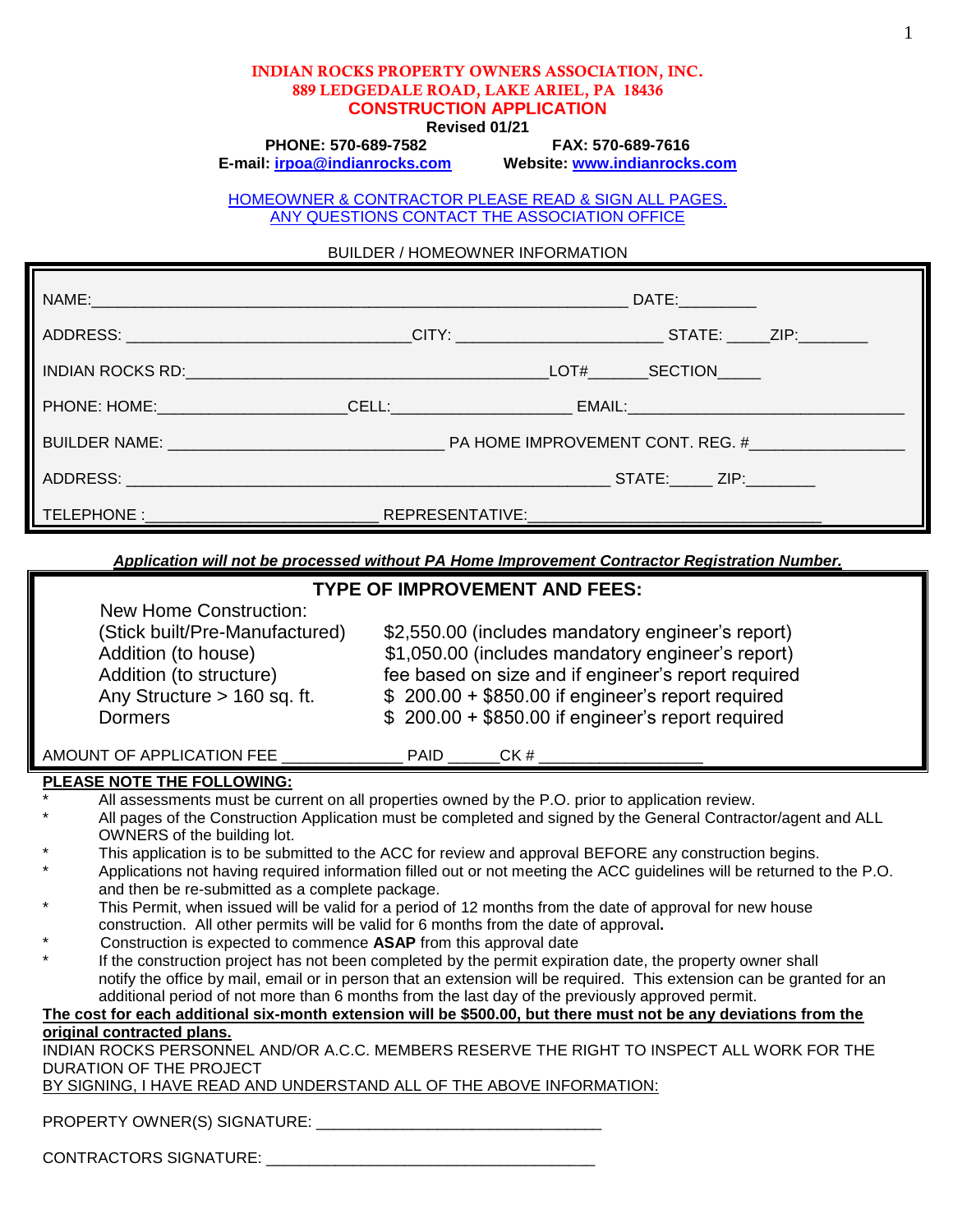# INDIAN ROCKS PROPERTY OWNERS ASSOCIATION, INC.
## 889 LEDGEDALE ROAD, LAKE ARIEL, PA 18436
## CONSTRUCTION APPLICATION

**Revised 01/21**

**PHONE: 570-689-7582** **FAX: 570-689-7616**

**E-mail: irpoa@indianrocks.com** **Website: www.indianrocks.com**

HOMEOWNER & CONTRACTOR PLEASE READ & SIGN ALL PAGES.
ANY QUESTIONS CONTACT THE ASSOCIATION OFFICE

BUILDER / HOMEOWNER INFORMATION

NAME:_______________________________________________________________ DATE:_________

ADDRESS: _______________________________CITY: _______________________ STATE: _____ZIP:________

INDIAN ROCKS RD:_________________________________________LOT#_______SECTION_____

PHONE: HOME:_____________________CELL:____________________ EMAIL:_______________________________

BUILDER NAME: _______________________________ PA HOME IMPROVEMENT CONT. REG. #_________________

ADDRESS: _______________________________________________________ STATE:_____ ZIP:________

TELEPHONE :_________________________ REPRESENTATIVE:_________________________________

***Application will not be processed without PA Home Improvement Contractor Registration Number.***

**TYPE OF IMPROVEMENT AND FEES:**

| Type | Fee |
|---|---|
| New Home Construction: (Stick built/Pre-Manufactured) | $2,550.00 (includes mandatory engineer's report) |
| Addition (to house) | $1,050.00 (includes mandatory engineer's report) |
| Addition (to structure) | fee based on size and if engineer's report required |
| Any Structure > 160 sq. ft. | $ 200.00 + $850.00 if engineer's report required |
| Dormers | $ 200.00 + $850.00 if engineer's report required |

AMOUNT OF APPLICATION FEE _____________ PAID ______CK # __________________

**PLEASE NOTE THE FOLLOWING:**

- All assessments must be current on all properties owned by the P.O. prior to application review.
- All pages of the Construction Application must be completed and signed by the General Contractor/agent and ALL OWNERS of the building lot.
- This application is to be submitted to the ACC for review and approval BEFORE any construction begins.
- Applications not having required information filled out or not meeting the ACC guidelines will be returned to the P.O. and then be re-submitted as a complete package.
- This Permit, when issued will be valid for a period of 12 months from the date of approval for new house construction. All other permits will be valid for 6 months from the date of approval**.**
- Construction is expected to commence **ASAP** from this approval date
- If the construction project has not been completed by the permit expiration date, the property owner shall notify the office by mail, email or in person that an extension will be required. This extension can be granted for an additional period of not more than 6 months from the last day of the previously approved permit.

**The cost for each additional six-month extension will be $500.00, but there must not be any deviations from the original contracted plans.**

INDIAN ROCKS PERSONNEL AND/OR A.C.C. MEMBERS RESERVE THE RIGHT TO INSPECT ALL WORK FOR THE DURATION OF THE PROJECT

BY SIGNING, I HAVE READ AND UNDERSTAND ALL OF THE ABOVE INFORMATION:

PROPERTY OWNER(S) SIGNATURE: _________________________________

CONTRACTORS SIGNATURE: ______________________________________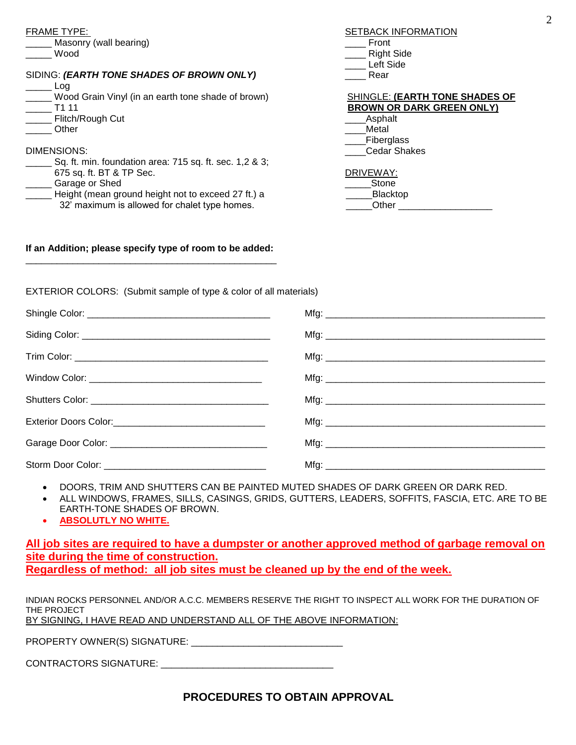FRAME TYPE:

_____ Masonry (wall bearing)
_____ Wood

SIDING: ***(EARTH TONE SHADES OF BROWN ONLY)***

_____ Log
_____ Wood Grain Vinyl (in an earth tone shade of brown)
_____ T1 11
_____ Flitch/Rough Cut
_____ Other

DIMENSIONS:

_____ Sq. ft. min. foundation area: 715 sq. ft. sec. 1,2 & 3; 675 sq. ft. BT & TP Sec.
_____ Garage or Shed
_____ Height (mean ground height not to exceed 27 ft.) a 32' maximum is allowed for chalet type homes.

SETBACK INFORMATION

____ Front
____ Right Side
____ Left Side
____ Rear

SHINGLE: **(EARTH TONE SHADES OF BROWN OR DARK GREEN ONLY)**

____Asphalt
____Metal
____Fiberglass
____Cedar Shakes

DRIVEWAY:

_____Stone
_____Blacktop
_____Other __________________

**If an Addition; please specify type of room to be added:**

_________________________________________________

EXTERIOR COLORS: (Submit sample of type & color of all materials)

Shingle Color: ___________________________________ Mfg: ___________________________________________

Siding Color: ___________________________________ Mfg: ___________________________________________

Trim Color: ___________________________________ Mfg: ___________________________________________

Window Color: __________________________________ Mfg: ___________________________________________

Shutters Color: _________________________________ Mfg: ___________________________________________

Exterior Doors Color:_____________________________ Mfg: ___________________________________________

Garage Door Color: ______________________________ Mfg: ___________________________________________

Storm Door Color: _______________________________ Mfg: ___________________________________________

- DOORS, TRIM AND SHUTTERS CAN BE PAINTED MUTED SHADES OF DARK GREEN OR DARK RED.
- ALL WINDOWS, FRAMES, SILLS, CASINGS, GRIDS, GUTTERS, LEADERS, SOFFITS, FASCIA, ETC. ARE TO BE EARTH-TONE SHADES OF BROWN.
- **ABSOLUTLY NO WHITE.**

**All job sites are required to have a dumpster or another approved method of garbage removal on site during the time of construction.**
**Regardless of method: all job sites must be cleaned up by the end of the week.**

INDIAN ROCKS PERSONNEL AND/OR A.C.C. MEMBERS RESERVE THE RIGHT TO INSPECT ALL WORK FOR THE DURATION OF THE PROJECT
BY SIGNING, I HAVE READ AND UNDERSTAND ALL OF THE ABOVE INFORMATION:

PROPERTY OWNER(S) SIGNATURE: ____________________________

CONTRACTORS SIGNATURE: ________________________________

## PROCEDURES TO OBTAIN APPROVAL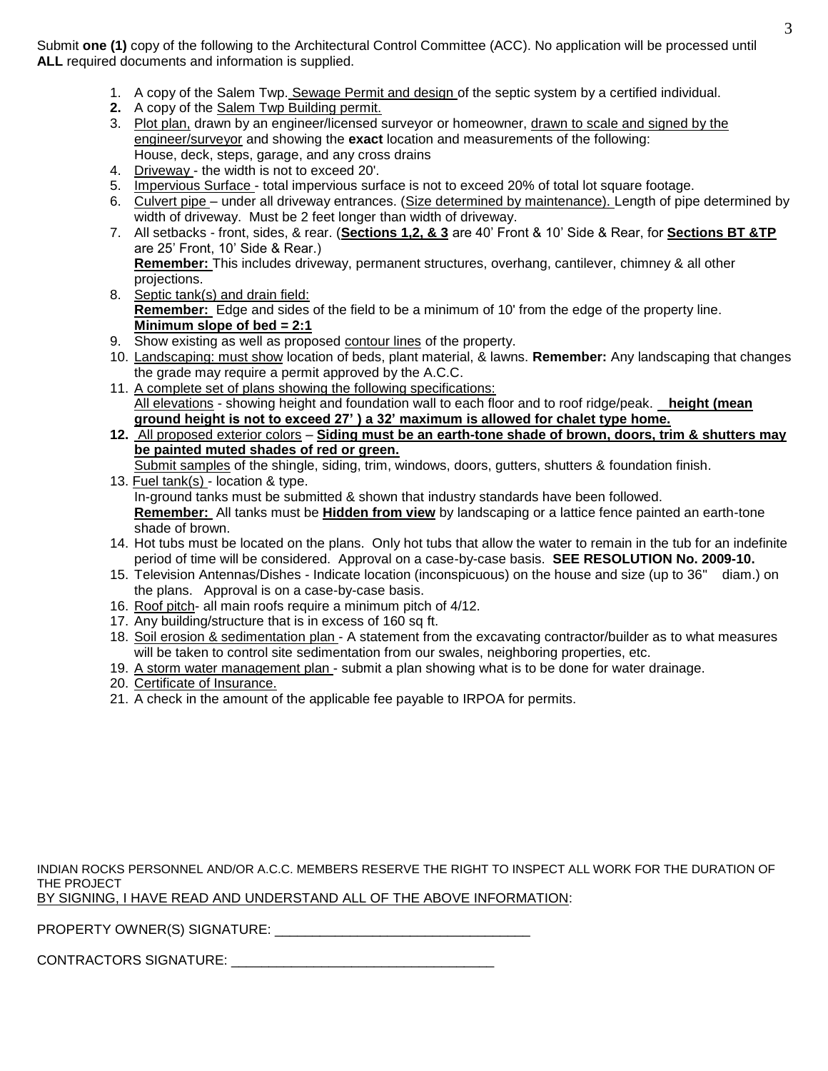Submit **one (1)** copy of the following to the Architectural Control Committee (ACC). No application will be processed until **ALL** required documents and information is supplied.

1. A copy of the Salem Twp. Sewage Permit and design of the septic system by a certified individual.
2. A copy of the Salem Twp Building permit.
3. Plot plan, drawn by an engineer/licensed surveyor or homeowner, drawn to scale and signed by the engineer/surveyor and showing the **exact** location and measurements of the following: House, deck, steps, garage, and any cross drains
4. Driveway - the width is not to exceed 20'.
5. Impervious Surface - total impervious surface is not to exceed 20% of total lot square footage.
6. Culvert pipe – under all driveway entrances. (Size determined by maintenance). Length of pipe determined by width of driveway. Must be 2 feet longer than width of driveway.
7. All setbacks - front, sides, & rear. (**Sections 1,2, & 3** are 40' Front & 10' Side & Rear, for **Sections BT &TP** are 25' Front, 10' Side & Rear.)
   **Remember:** This includes driveway, permanent structures, overhang, cantilever, chimney & all other projections.
8. Septic tank(s) and drain field:
   **Remember:** Edge and sides of the field to be a minimum of 10' from the edge of the property line.
   **Minimum slope of bed = 2:1**
9. Show existing as well as proposed contour lines of the property.
10. Landscaping: must show location of beds, plant material, & lawns. **Remember:** Any landscaping that changes the grade may require a permit approved by the A.C.C.
11. A complete set of plans showing the following specifications:
    All elevations - showing height and foundation wall to each floor and to roof ridge/peak. **height (mean ground height is not to exceed 27' ) a 32' maximum is allowed for chalet type home.**
12. All proposed exterior colors – **Siding must be an earth-tone shade of brown, doors, trim & shutters may be painted muted shades of red or green.**
    Submit samples of the shingle, siding, trim, windows, doors, gutters, shutters & foundation finish.
13. Fuel tank(s) - location & type.
    In-ground tanks must be submitted & shown that industry standards have been followed.
    **Remember:** All tanks must be **Hidden from view** by landscaping or a lattice fence painted an earth-tone shade of brown.
14. Hot tubs must be located on the plans. Only hot tubs that allow the water to remain in the tub for an indefinite period of time will be considered. Approval on a case-by-case basis. **SEE RESOLUTION No. 2009-10.**
15. Television Antennas/Dishes - Indicate location (inconspicuous) on the house and size (up to 36" diam.) on the plans. Approval is on a case-by-case basis.
16. Roof pitch- all main roofs require a minimum pitch of 4/12.
17. Any building/structure that is in excess of 160 sq ft.
18. Soil erosion & sedimentation plan - A statement from the excavating contractor/builder as to what measures will be taken to control site sedimentation from our swales, neighboring properties, etc.
19. A storm water management plan - submit a plan showing what is to be done for water drainage.
20. Certificate of Insurance.
21. A check in the amount of the applicable fee payable to IRPOA for permits.

INDIAN ROCKS PERSONNEL AND/OR A.C.C. MEMBERS RESERVE THE RIGHT TO INSPECT ALL WORK FOR THE DURATION OF THE PROJECT

BY SIGNING, I HAVE READ AND UNDERSTAND ALL OF THE ABOVE INFORMATION:

PROPERTY OWNER(S) SIGNATURE: ___________________________________

CONTRACTORS SIGNATURE: ___________________________________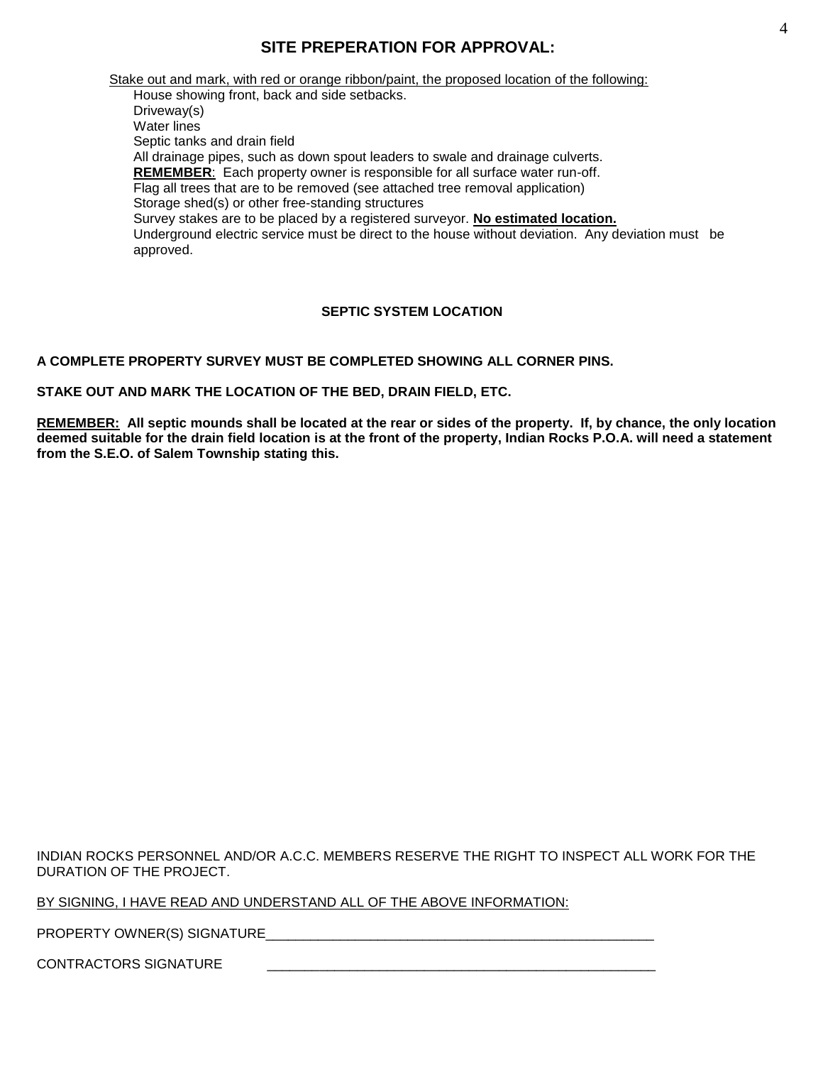## SITE PREPERATION FOR APPROVAL:

Stake out and mark, with red or orange ribbon/paint, the proposed location of the following:

House showing front, back and side setbacks.
Driveway(s)
Water lines
Septic tanks and drain field
All drainage pipes, such as down spout leaders to swale and drainage culverts.
**REMEMBER**: Each property owner is responsible for all surface water run-off.
Flag all trees that are to be removed (see attached tree removal application)
Storage shed(s) or other free-standing structures
Survey stakes are to be placed by a registered surveyor. **No estimated location.**
Underground electric service must be direct to the house without deviation. Any deviation must be approved.

### SEPTIC SYSTEM LOCATION

**A COMPLETE PROPERTY SURVEY MUST BE COMPLETED SHOWING ALL CORNER PINS.**

**STAKE OUT AND MARK THE LOCATION OF THE BED, DRAIN FIELD, ETC.**

**REMEMBER: All septic mounds shall be located at the rear or sides of the property. If, by chance, the only location deemed suitable for the drain field location is at the front of the property, Indian Rocks P.O.A. will need a statement from the S.E.O. of Salem Township stating this.**

INDIAN ROCKS PERSONNEL AND/OR A.C.C. MEMBERS RESERVE THE RIGHT TO INSPECT ALL WORK FOR THE DURATION OF THE PROJECT.

BY SIGNING, I HAVE READ AND UNDERSTAND ALL OF THE ABOVE INFORMATION:

PROPERTY OWNER(S) SIGNATURE_____________________________________________________

CONTRACTORS SIGNATURE _____________________________________________________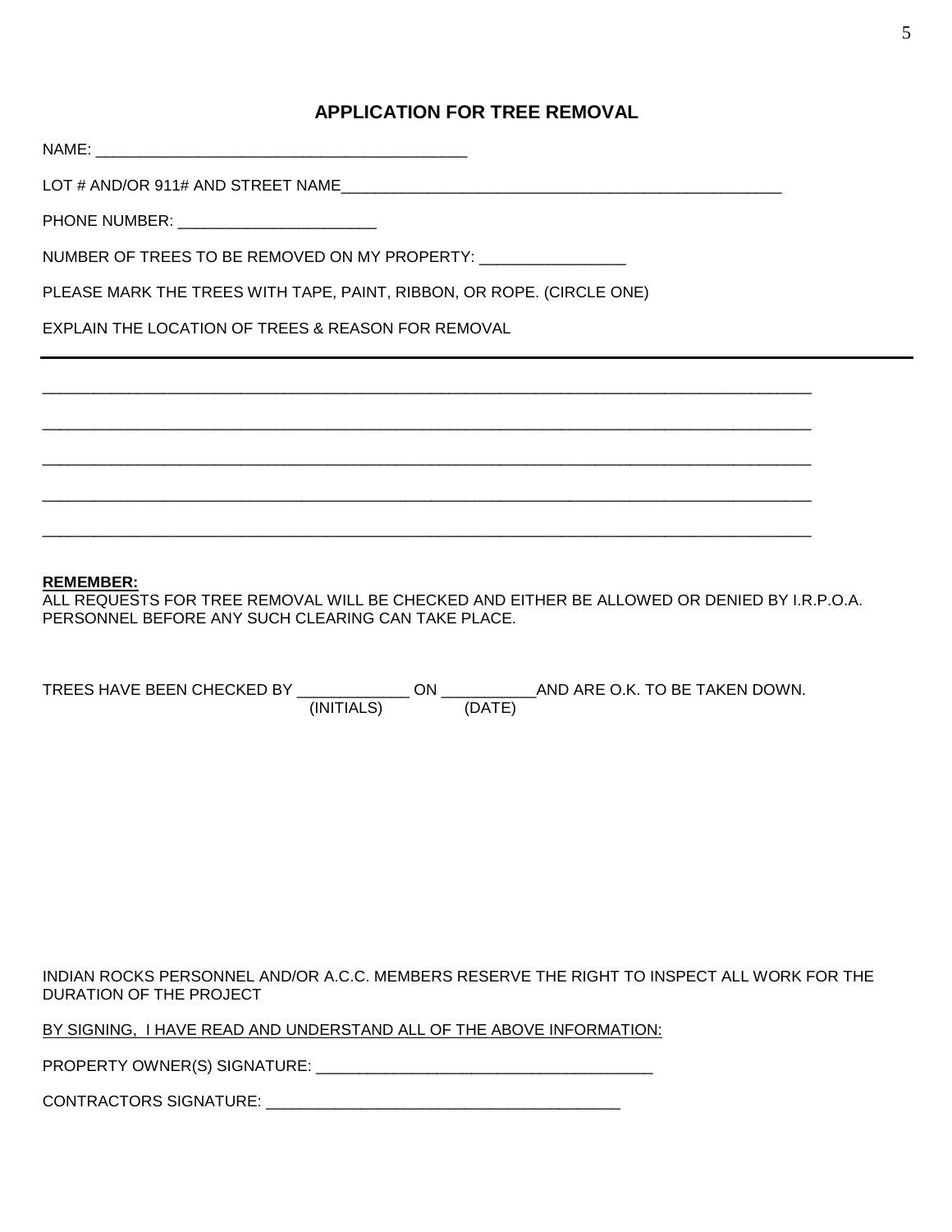## APPLICATION FOR TREE REMOVAL

NAME: ___________________________________________

LOT # AND/OR 911# AND STREET NAME___________________________________________________

PHONE NUMBER: ______________________

NUMBER OF TREES TO BE REMOVED ON MY PROPERTY: ________________

PLEASE MARK THE TREES WITH TAPE, PAINT, RIBBON, OR ROPE. (CIRCLE ONE)

EXPLAIN THE LOCATION OF TREES & REASON FOR REMOVAL

---

______________________________________________________________________________________

______________________________________________________________________________________

______________________________________________________________________________________

______________________________________________________________________________________

______________________________________________________________________________________

**REMEMBER:**
ALL REQUESTS FOR TREE REMOVAL WILL BE CHECKED AND EITHER BE ALLOWED OR DENIED BY I.R.P.O.A. PERSONNEL BEFORE ANY SUCH CLEARING CAN TAKE PLACE.

TREES HAVE BEEN CHECKED BY _____________ (INITIALS) ON ___________ (DATE) AND ARE O.K. TO BE TAKEN DOWN.

INDIAN ROCKS PERSONNEL AND/OR A.C.C. MEMBERS RESERVE THE RIGHT TO INSPECT ALL WORK FOR THE DURATION OF THE PROJECT

BY SIGNING, I HAVE READ AND UNDERSTAND ALL OF THE ABOVE INFORMATION:

PROPERTY OWNER(S) SIGNATURE: _______________________________________

CONTRACTORS SIGNATURE: _________________________________________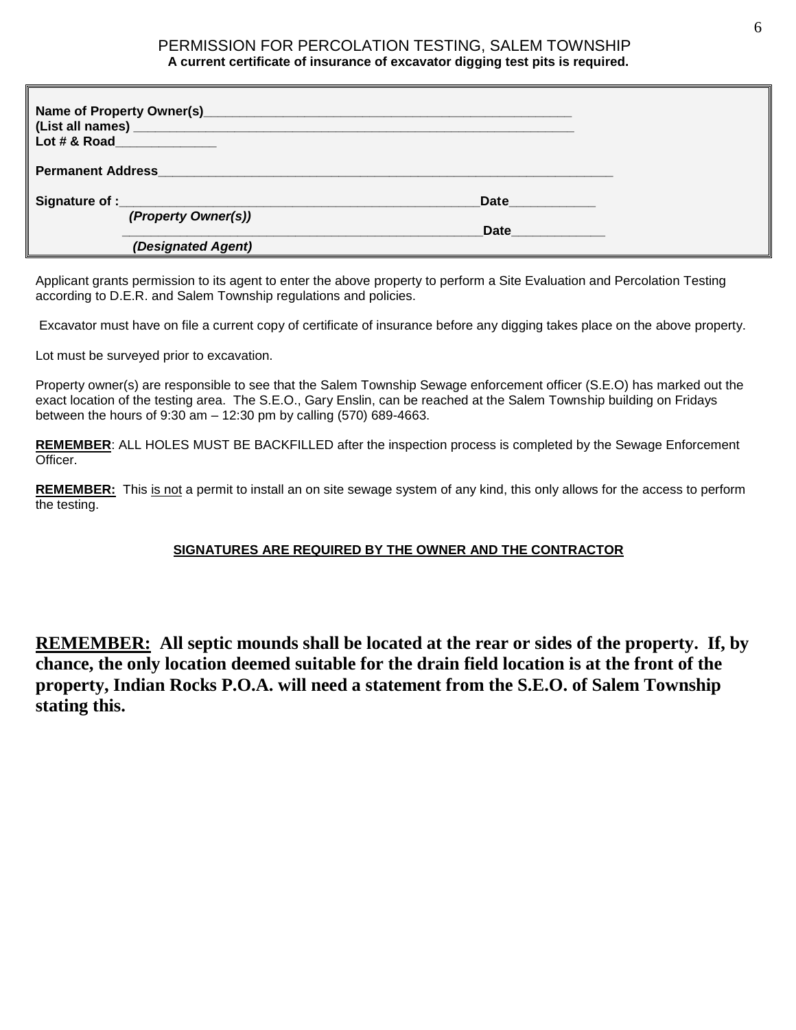## PERMISSION FOR PERCOLATION TESTING, SALEM TOWNSHIP

**A current certificate of insurance of excavator digging test pits is required.**

**Name of Property Owner(s)**_______________________________________________
**(List all names)** _______________________________________________________
**Lot # & Road**_____________

**Permanent Address**_______________________________________________________

**Signature of :**_______________________________________________**Date**___________
*(Property Owner(s))*
_______________________________________________**Date**____________
*(Designated Agent)*

Applicant grants permission to its agent to enter the above property to perform a Site Evaluation and Percolation Testing according to D.E.R. and Salem Township regulations and policies.

Excavator must have on file a current copy of certificate of insurance before any digging takes place on the above property.

Lot must be surveyed prior to excavation.

Property owner(s) are responsible to see that the Salem Township Sewage enforcement officer (S.E.O) has marked out the exact location of the testing area. The S.E.O., Gary Enslin, can be reached at the Salem Township building on Fridays between the hours of 9:30 am – 12:30 pm by calling (570) 689-4663.

**REMEMBER**: ALL HOLES MUST BE BACKFILLED after the inspection process is completed by the Sewage Enforcement Officer.

**REMEMBER:** This is not a permit to install an on site sewage system of any kind, this only allows for the access to perform the testing.

**SIGNATURES ARE REQUIRED BY THE OWNER AND THE CONTRACTOR**

**REMEMBER: All septic mounds shall be located at the rear or sides of the property. If, by chance, the only location deemed suitable for the drain field location is at the front of the property, Indian Rocks P.O.A. will need a statement from the S.E.O. of Salem Township stating this.**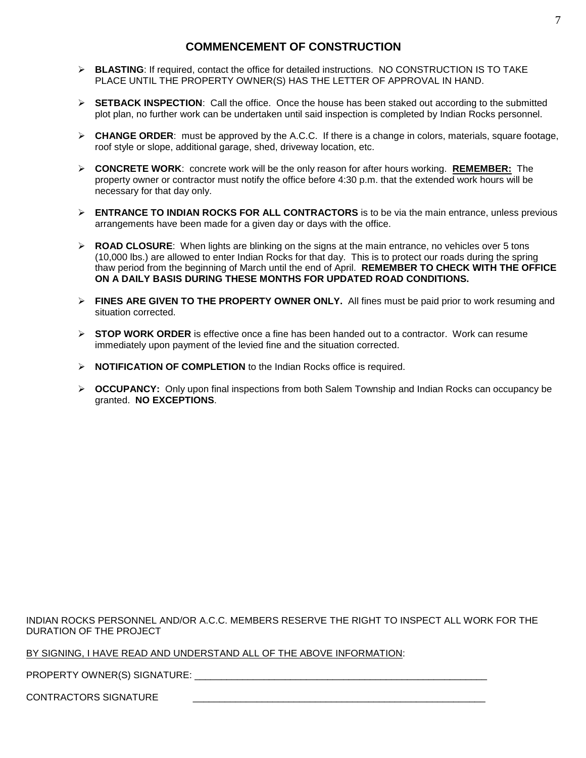## COMMENCEMENT OF CONSTRUCTION

- **BLASTING**: If required, contact the office for detailed instructions. NO CONSTRUCTION IS TO TAKE PLACE UNTIL THE PROPERTY OWNER(S) HAS THE LETTER OF APPROVAL IN HAND.
- **SETBACK INSPECTION**: Call the office. Once the house has been staked out according to the submitted plot plan, no further work can be undertaken until said inspection is completed by Indian Rocks personnel.
- **CHANGE ORDER**: must be approved by the A.C.C. If there is a change in colors, materials, square footage, roof style or slope, additional garage, shed, driveway location, etc.
- **CONCRETE WORK**: concrete work will be the only reason for after hours working. **REMEMBER:** The property owner or contractor must notify the office before 4:30 p.m. that the extended work hours will be necessary for that day only.
- **ENTRANCE TO INDIAN ROCKS FOR ALL CONTRACTORS** is to be via the main entrance, unless previous arrangements have been made for a given day or days with the office.
- **ROAD CLOSURE**: When lights are blinking on the signs at the main entrance, no vehicles over 5 tons (10,000 lbs.) are allowed to enter Indian Rocks for that day. This is to protect our roads during the spring thaw period from the beginning of March until the end of April. **REMEMBER TO CHECK WITH THE OFFICE ON A DAILY BASIS DURING THESE MONTHS FOR UPDATED ROAD CONDITIONS.**
- **FINES ARE GIVEN TO THE PROPERTY OWNER ONLY.** All fines must be paid prior to work resuming and situation corrected.
- **STOP WORK ORDER** is effective once a fine has been handed out to a contractor. Work can resume immediately upon payment of the levied fine and the situation corrected.
- **NOTIFICATION OF COMPLETION** to the Indian Rocks office is required.
- **OCCUPANCY:** Only upon final inspections from both Salem Township and Indian Rocks can occupancy be granted. **NO EXCEPTIONS**.

INDIAN ROCKS PERSONNEL AND/OR A.C.C. MEMBERS RESERVE THE RIGHT TO INSPECT ALL WORK FOR THE DURATION OF THE PROJECT

BY SIGNING, I HAVE READ AND UNDERSTAND ALL OF THE ABOVE INFORMATION:

PROPERTY OWNER(S) SIGNATURE: ________________________________________________________

CONTRACTORS SIGNATURE ________________________________________________________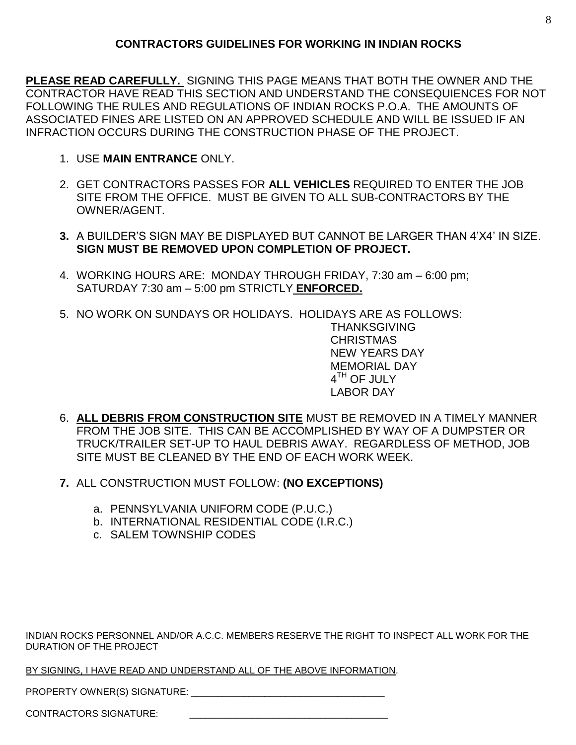## CONTRACTORS GUIDELINES FOR WORKING IN INDIAN ROCKS

**PLEASE READ CAREFULLY.** SIGNING THIS PAGE MEANS THAT BOTH THE OWNER AND THE CONTRACTOR HAVE READ THIS SECTION AND UNDERSTAND THE CONSEQUIENCES FOR NOT FOLLOWING THE RULES AND REGULATIONS OF INDIAN ROCKS P.O.A. THE AMOUNTS OF ASSOCIATED FINES ARE LISTED ON AN APPROVED SCHEDULE AND WILL BE ISSUED IF AN INFRACTION OCCURS DURING THE CONSTRUCTION PHASE OF THE PROJECT.

1. USE **MAIN ENTRANCE** ONLY.

2. GET CONTRACTORS PASSES FOR **ALL VEHICLES** REQUIRED TO ENTER THE JOB SITE FROM THE OFFICE. MUST BE GIVEN TO ALL SUB-CONTRACTORS BY THE OWNER/AGENT.

3. A BUILDER'S SIGN MAY BE DISPLAYED BUT CANNOT BE LARGER THAN 4'X4' IN SIZE. **SIGN MUST BE REMOVED UPON COMPLETION OF PROJECT.**

4. WORKING HOURS ARE: MONDAY THROUGH FRIDAY, 7:30 am – 6:00 pm; SATURDAY 7:30 am – 5:00 pm STRICTLY **ENFORCED.**

5. NO WORK ON SUNDAYS OR HOLIDAYS. HOLIDAYS ARE AS FOLLOWS:
   - THANKSGIVING
   - CHRISTMAS
   - NEW YEARS DAY
   - MEMORIAL DAY
   - 4TH OF JULY
   - LABOR DAY

6. **ALL DEBRIS FROM CONSTRUCTION SITE** MUST BE REMOVED IN A TIMELY MANNER FROM THE JOB SITE. THIS CAN BE ACCOMPLISHED BY WAY OF A DUMPSTER OR TRUCK/TRAILER SET-UP TO HAUL DEBRIS AWAY. REGARDLESS OF METHOD, JOB SITE MUST BE CLEANED BY THE END OF EACH WORK WEEK.

7. ALL CONSTRUCTION MUST FOLLOW: **(NO EXCEPTIONS)**
   a. PENNSYLVANIA UNIFORM CODE (P.U.C.)
   b. INTERNATIONAL RESIDENTIAL CODE (I.R.C.)
   c. SALEM TOWNSHIP CODES

INDIAN ROCKS PERSONNEL AND/OR A.C.C. MEMBERS RESERVE THE RIGHT TO INSPECT ALL WORK FOR THE DURATION OF THE PROJECT

BY SIGNING, I HAVE READ AND UNDERSTAND ALL OF THE ABOVE INFORMATION.

PROPERTY OWNER(S) SIGNATURE: ____________________________________

CONTRACTORS SIGNATURE: ____________________________________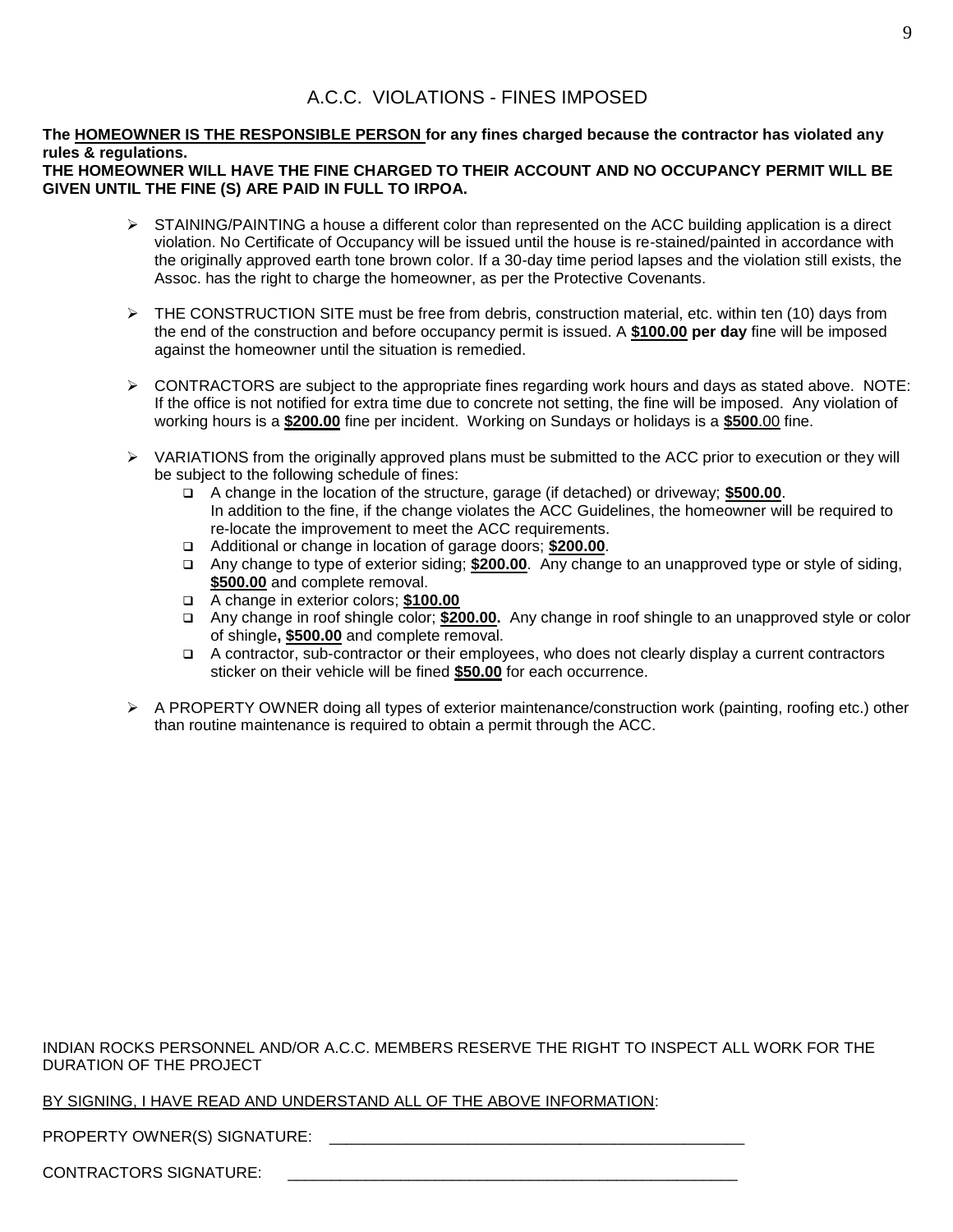# A.C.C. VIOLATIONS - FINES IMPOSED

**The HOMEOWNER IS THE RESPONSIBLE PERSON for any fines charged because the contractor has violated any rules & regulations.**
**THE HOMEOWNER WILL HAVE THE FINE CHARGED TO THEIR ACCOUNT AND NO OCCUPANCY PERMIT WILL BE GIVEN UNTIL THE FINE (S) ARE PAID IN FULL TO IRPOA.**

- STAINING/PAINTING a house a different color than represented on the ACC building application is a direct violation. No Certificate of Occupancy will be issued until the house is re-stained/painted in accordance with the originally approved earth tone brown color. If a 30-day time period lapses and the violation still exists, the Assoc. has the right to charge the homeowner, as per the Protective Covenants.

- THE CONSTRUCTION SITE must be free from debris, construction material, etc. within ten (10) days from the end of the construction and before occupancy permit is issued. A **$100.00 per day** fine will be imposed against the homeowner until the situation is remedied.

- CONTRACTORS are subject to the appropriate fines regarding work hours and days as stated above. NOTE: If the office is not notified for extra time due to concrete not setting, the fine will be imposed. Any violation of working hours is a **$200.00** fine per incident. Working on Sundays or holidays is a **$500**.00 fine.

- VARIATIONS from the originally approved plans must be submitted to the ACC prior to execution or they will be subject to the following schedule of fines:
  - A change in the location of the structure, garage (if detached) or driveway; **$500.00**. In addition to the fine, if the change violates the ACC Guidelines, the homeowner will be required to re-locate the improvement to meet the ACC requirements.
  - Additional or change in location of garage doors; **$200.00**.
  - Any change to type of exterior siding; **$200.00**. Any change to an unapproved type or style of siding, **$500.00** and complete removal.
  - A change in exterior colors; **$100.00**
  - Any change in roof shingle color; **$200.00.** Any change in roof shingle to an unapproved style or color of shingle**, $500.00** and complete removal.
  - A contractor, sub-contractor or their employees, who does not clearly display a current contractors sticker on their vehicle will be fined **$50.00** for each occurrence.

- A PROPERTY OWNER doing all types of exterior maintenance/construction work (painting, roofing etc.) other than routine maintenance is required to obtain a permit through the ACC.

INDIAN ROCKS PERSONNEL AND/OR A.C.C. MEMBERS RESERVE THE RIGHT TO INSPECT ALL WORK FOR THE DURATION OF THE PROJECT

BY SIGNING, I HAVE READ AND UNDERSTAND ALL OF THE ABOVE INFORMATION:

PROPERTY OWNER(S) SIGNATURE: ________________________________________________

CONTRACTORS SIGNATURE: ____________________________________________________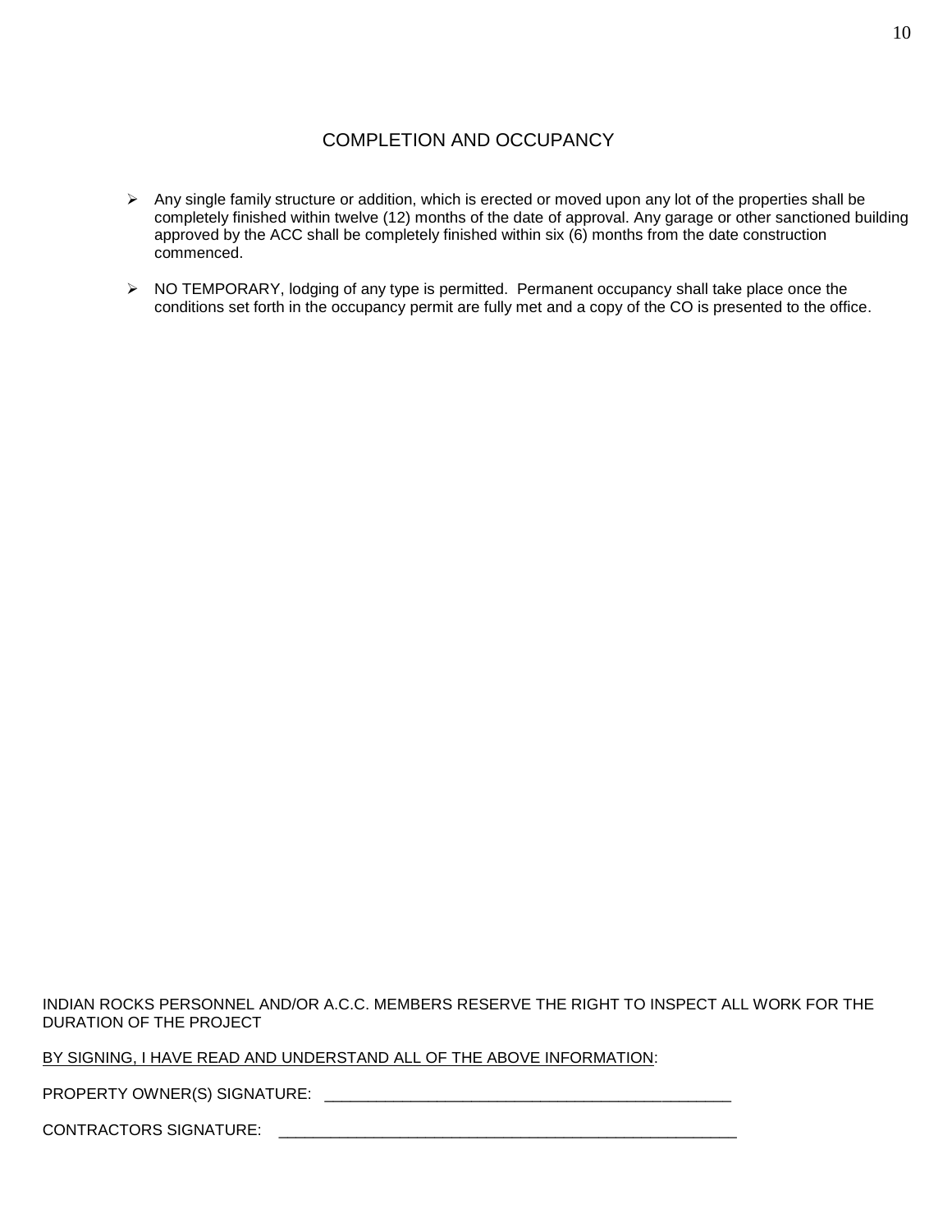## COMPLETION AND OCCUPANCY

- Any single family structure or addition, which is erected or moved upon any lot of the properties shall be completely finished within twelve (12) months of the date of approval. Any garage or other sanctioned building approved by the ACC shall be completely finished within six (6) months from the date construction commenced.
- NO TEMPORARY, lodging of any type is permitted. Permanent occupancy shall take place once the conditions set forth in the occupancy permit are fully met and a copy of the CO is presented to the office.

INDIAN ROCKS PERSONNEL AND/OR A.C.C. MEMBERS RESERVE THE RIGHT TO INSPECT ALL WORK FOR THE DURATION OF THE PROJECT

<u>BY SIGNING, I HAVE READ AND UNDERSTAND ALL OF THE ABOVE INFORMATION</u>:

PROPERTY OWNER(S) SIGNATURE: _______________________________________________

CONTRACTORS SIGNATURE: _____________________________________________________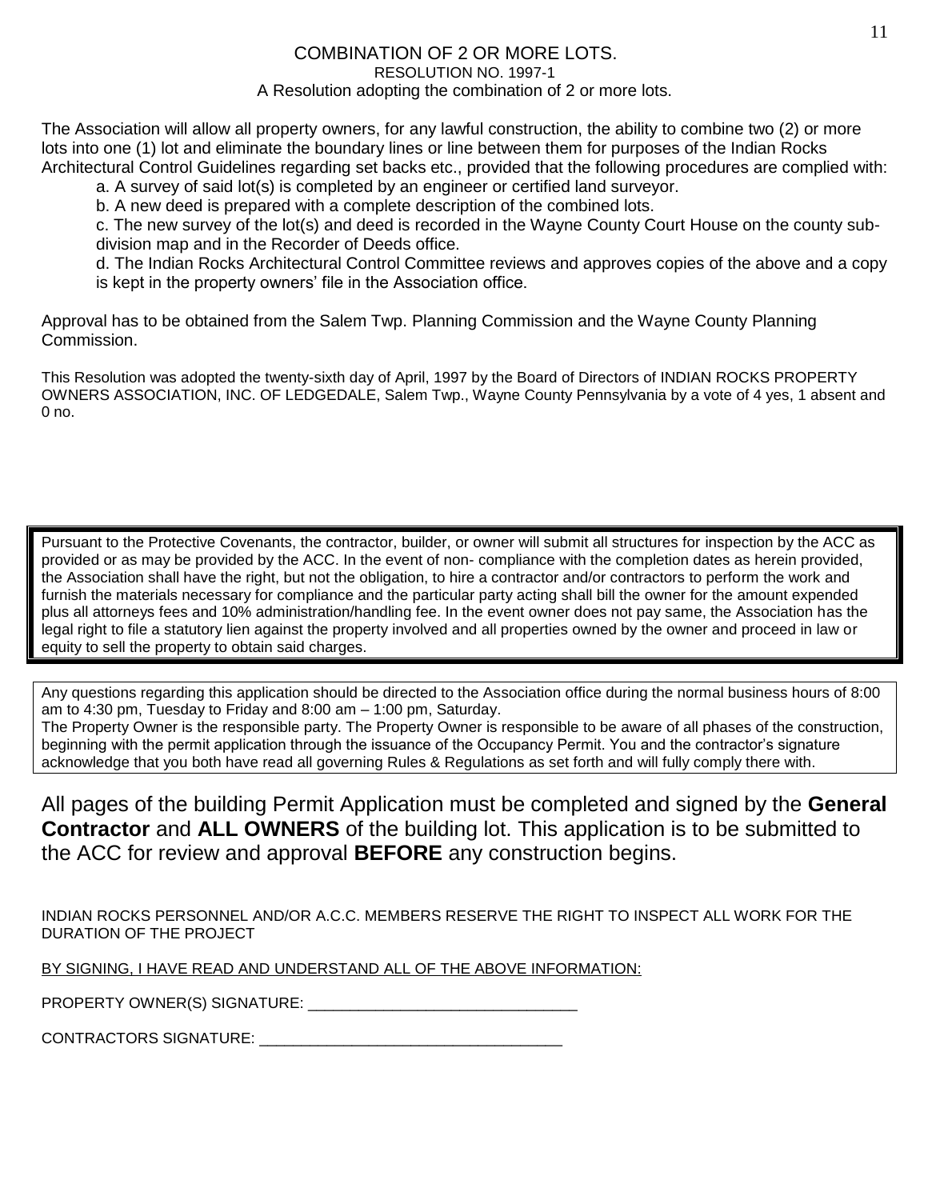## COMBINATION OF 2 OR MORE LOTS.

RESOLUTION NO. 1997-1

A Resolution adopting the combination of 2 or more lots.

The Association will allow all property owners, for any lawful construction, the ability to combine two (2) or more lots into one (1) lot and eliminate the boundary lines or line between them for purposes of the Indian Rocks Architectural Control Guidelines regarding set backs etc., provided that the following procedures are complied with:

a. A survey of said lot(s) is completed by an engineer or certified land surveyor.

b. A new deed is prepared with a complete description of the combined lots.

c. The new survey of the lot(s) and deed is recorded in the Wayne County Court House on the county sub-division map and in the Recorder of Deeds office.

d. The Indian Rocks Architectural Control Committee reviews and approves copies of the above and a copy is kept in the property owners' file in the Association office.

Approval has to be obtained from the Salem Twp. Planning Commission and the Wayne County Planning Commission.

This Resolution was adopted the twenty-sixth day of April, 1997 by the Board of Directors of INDIAN ROCKS PROPERTY OWNERS ASSOCIATION, INC. OF LEDGEDALE, Salem Twp., Wayne County Pennsylvania by a vote of 4 yes, 1 absent and 0 no.

Pursuant to the Protective Covenants, the contractor, builder, or owner will submit all structures for inspection by the ACC as provided or as may be provided by the ACC. In the event of non- compliance with the completion dates as herein provided, the Association shall have the right, but not the obligation, to hire a contractor and/or contractors to perform the work and furnish the materials necessary for compliance and the particular party acting shall bill the owner for the amount expended plus all attorneys fees and 10% administration/handling fee. In the event owner does not pay same, the Association has the legal right to file a statutory lien against the property involved and all properties owned by the owner and proceed in law or equity to sell the property to obtain said charges.

Any questions regarding this application should be directed to the Association office during the normal business hours of 8:00 am to 4:30 pm, Tuesday to Friday and 8:00 am – 1:00 pm, Saturday.
The Property Owner is the responsible party. The Property Owner is responsible to be aware of all phases of the construction, beginning with the permit application through the issuance of the Occupancy Permit. You and the contractor's signature acknowledge that you both have read all governing Rules & Regulations as set forth and will fully comply there with.

All pages of the building Permit Application must be completed and signed by the **General Contractor** and **ALL OWNERS** of the building lot. This application is to be submitted to the ACC for review and approval **BEFORE** any construction begins.

INDIAN ROCKS PERSONNEL AND/OR A.C.C. MEMBERS RESERVE THE RIGHT TO INSPECT ALL WORK FOR THE DURATION OF THE PROJECT

BY SIGNING, I HAVE READ AND UNDERSTAND ALL OF THE ABOVE INFORMATION:

PROPERTY OWNER(S) SIGNATURE: ________________________________

CONTRACTORS SIGNATURE: ____________________________________